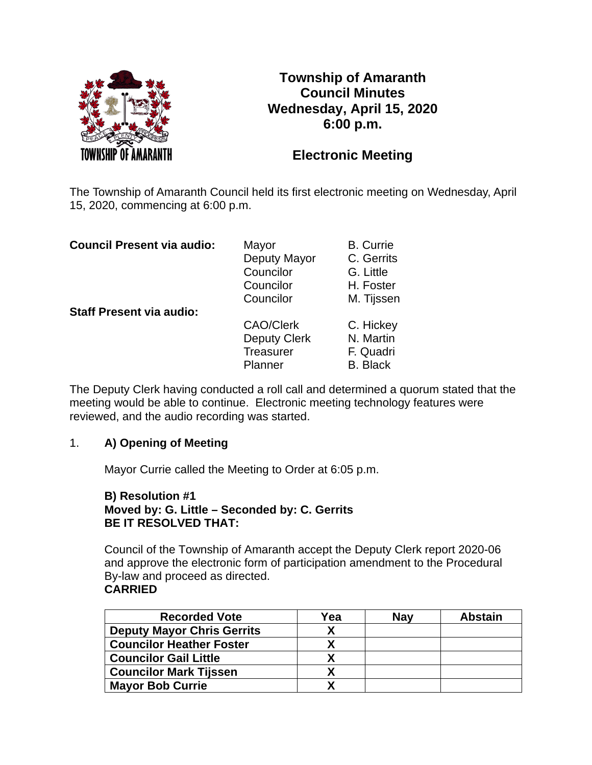# Township of Amaranth
## Council Minutes
## Wednesday, April 15, 2020
## 6:00 p.m.

## Electronic Meeting

The Township of Amaranth Council held its first electronic meeting on Wednesday, April 15, 2020, commencing at 6:00 p.m.

**Council Present via audio:**

| | |
|---|---|
| Mayor | B. Currie |
| Deputy Mayor | C. Gerrits |
| Councilor | G. Little |
| Councilor | H. Foster |
| Councilor | M. Tijssen |

**Staff Present via audio:**

| | |
|---|---|
| CAO/Clerk | C. Hickey |
| Deputy Clerk | N. Martin |
| Treasurer | F. Quadri |
| Planner | B. Black |

The Deputy Clerk having conducted a roll call and determined a quorum stated that the meeting would be able to continue. Electronic meeting technology features were reviewed, and the audio recording was started.

1. **A) Opening of Meeting**

   Mayor Currie called the Meeting to Order at 6:05 p.m.

   **B) Resolution #1**
   **Moved by: G. Little – Seconded by: C. Gerrits**
   **BE IT RESOLVED THAT:**

   Council of the Township of Amaranth accept the Deputy Clerk report 2020-06 and approve the electronic form of participation amendment to the Procedural By-law and proceed as directed.
   **CARRIED**

| Recorded Vote | Yea | Nay | Abstain |
|---|---|---|---|
| **Deputy Mayor Chris Gerrits** | X | | |
| **Councilor Heather Foster** | X | | |
| **Councilor Gail Little** | X | | |
| **Councilor Mark Tijssen** | X | | |
| **Mayor Bob Currie** | X | | |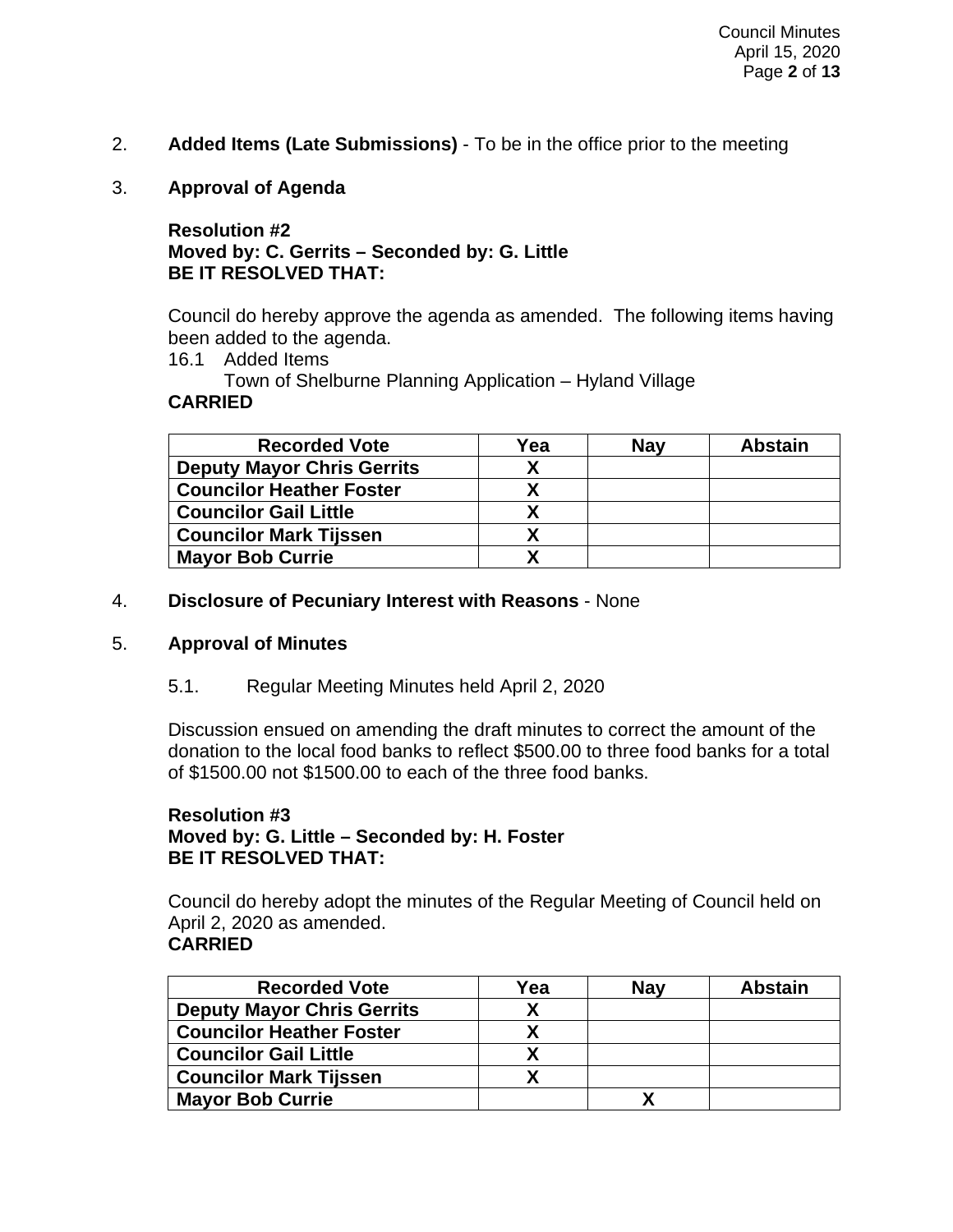2. **Added Items (Late Submissions)** - To be in the office prior to the meeting

3. **Approval of Agenda**

**Resolution #2**
**Moved by: C. Gerrits – Seconded by: G. Little**
**BE IT RESOLVED THAT:**

Council do hereby approve the agenda as amended. The following items having been added to the agenda.

16.1 Added Items
Town of Shelburne Planning Application – Hyland Village

**CARRIED**

| Recorded Vote | Yea | Nay | Abstain |
|---|---|---|---|
| **Deputy Mayor Chris Gerrits** | X | | |
| **Councilor Heather Foster** | X | | |
| **Councilor Gail Little** | X | | |
| **Councilor Mark Tijssen** | X | | |
| **Mayor Bob Currie** | X | | |

4. **Disclosure of Pecuniary Interest with Reasons** - None

5. **Approval of Minutes**

5.1. Regular Meeting Minutes held April 2, 2020

Discussion ensued on amending the draft minutes to correct the amount of the donation to the local food banks to reflect $500.00 to three food banks for a total of $1500.00 not $1500.00 to each of the three food banks.

**Resolution #3**
**Moved by: G. Little – Seconded by: H. Foster**
**BE IT RESOLVED THAT:**

Council do hereby adopt the minutes of the Regular Meeting of Council held on April 2, 2020 as amended.
**CARRIED**

| Recorded Vote | Yea | Nay | Abstain |
|---|---|---|---|
| **Deputy Mayor Chris Gerrits** | X | | |
| **Councilor Heather Foster** | X | | |
| **Councilor Gail Little** | X | | |
| **Councilor Mark Tijssen** | X | | |
| **Mayor Bob Currie** | | X | |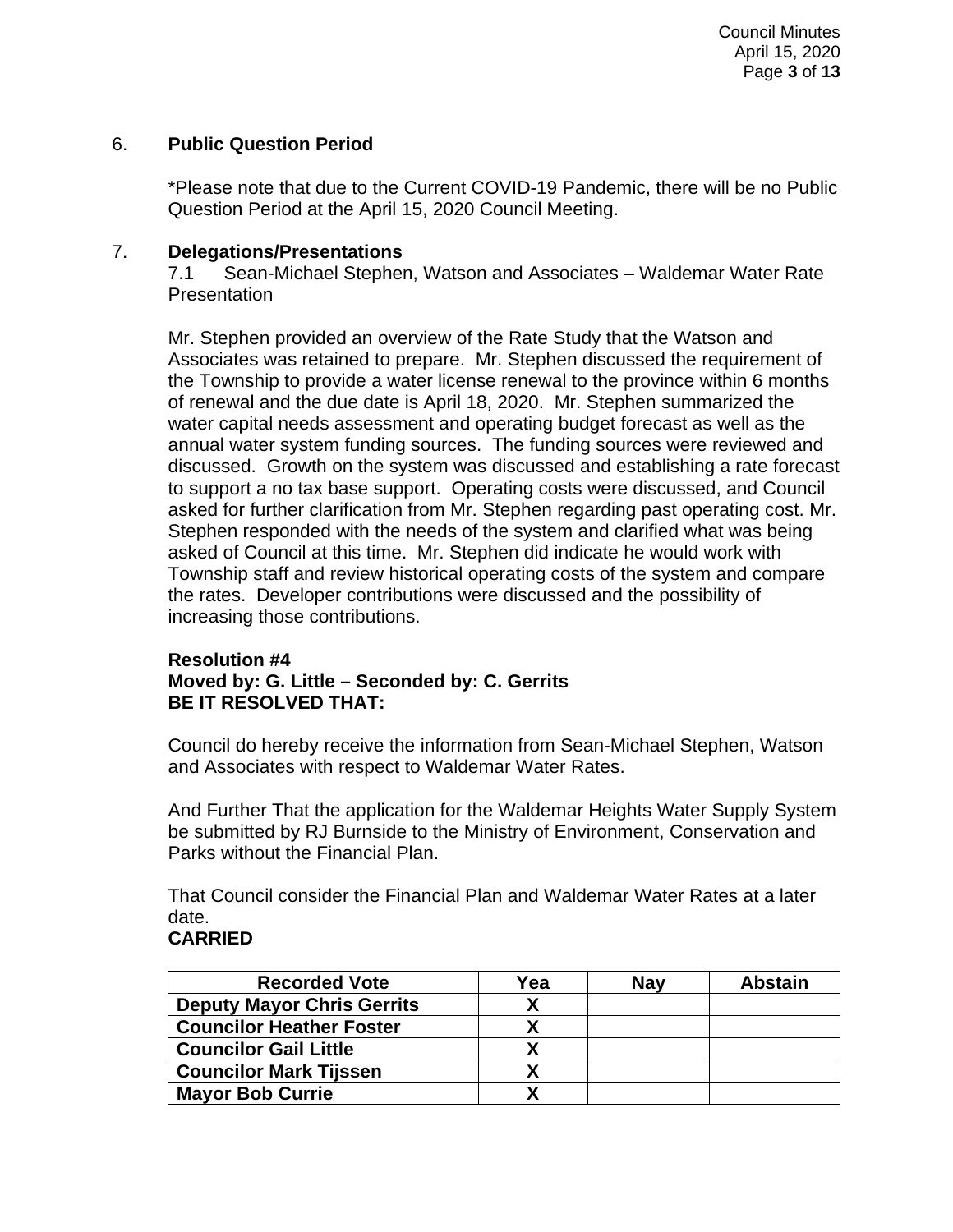## 6. Public Question Period

*Please note that due to the Current COVID-19 Pandemic, there will be no Public Question Period at the April 15, 2020 Council Meeting.

## 7. Delegations/Presentations

7.1 Sean-Michael Stephen, Watson and Associates – Waldemar Water Rate Presentation

Mr. Stephen provided an overview of the Rate Study that the Watson and Associates was retained to prepare. Mr. Stephen discussed the requirement of the Township to provide a water license renewal to the province within 6 months of renewal and the due date is April 18, 2020. Mr. Stephen summarized the water capital needs assessment and operating budget forecast as well as the annual water system funding sources. The funding sources were reviewed and discussed. Growth on the system was discussed and establishing a rate forecast to support a no tax base support. Operating costs were discussed, and Council asked for further clarification from Mr. Stephen regarding past operating cost. Mr. Stephen responded with the needs of the system and clarified what was being asked of Council at this time. Mr. Stephen did indicate he would work with Township staff and review historical operating costs of the system and compare the rates. Developer contributions were discussed and the possibility of increasing those contributions.

**Resolution #4**
**Moved by: G. Little – Seconded by: C. Gerrits**
**BE IT RESOLVED THAT:**

Council do hereby receive the information from Sean-Michael Stephen, Watson and Associates with respect to Waldemar Water Rates.

And Further That the application for the Waldemar Heights Water Supply System be submitted by RJ Burnside to the Ministry of Environment, Conservation and Parks without the Financial Plan.

That Council consider the Financial Plan and Waldemar Water Rates at a later date.
**CARRIED**

| Recorded Vote | Yea | Nay | Abstain |
|---|---|---|---|
| Deputy Mayor Chris Gerrits | X | | |
| Councilor Heather Foster | X | | |
| Councilor Gail Little | X | | |
| Councilor Mark Tijssen | X | | |
| Mayor Bob Currie | X | | |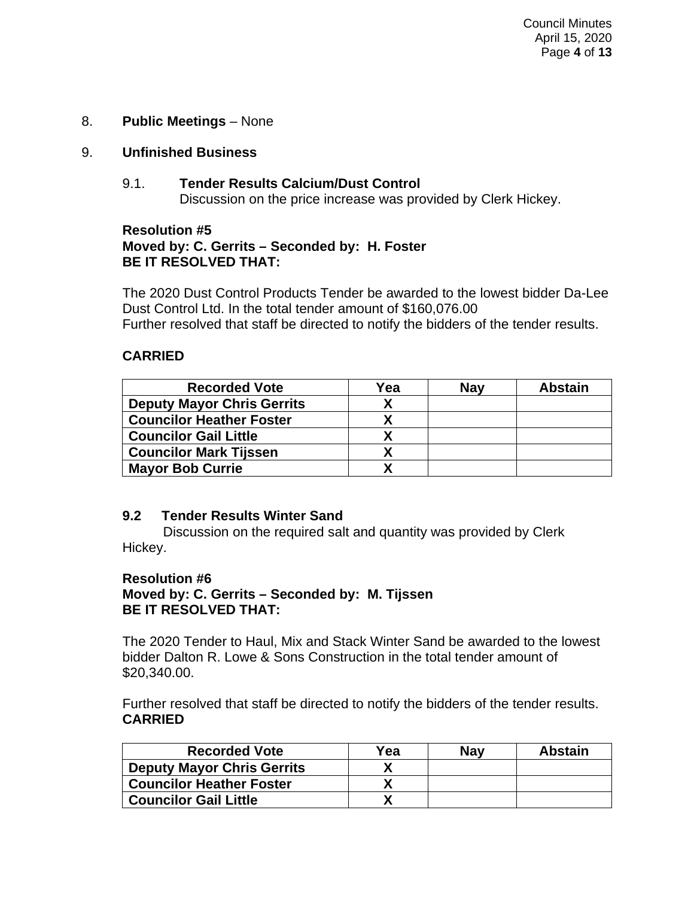8. **Public Meetings** – None

9. **Unfinished Business**

9.1. **Tender Results Calcium/Dust Control**
Discussion on the price increase was provided by Clerk Hickey.

**Resolution #5**
**Moved by: C. Gerrits – Seconded by: H. Foster**
**BE IT RESOLVED THAT:**

The 2020 Dust Control Products Tender be awarded to the lowest bidder Da-Lee Dust Control Ltd. In the total tender amount of $160,076.00
Further resolved that staff be directed to notify the bidders of the tender results.

**CARRIED**

| Recorded Vote | Yea | Nay | Abstain |
|---|---|---|---|
| Deputy Mayor Chris Gerrits | X | | |
| Councilor Heather Foster | X | | |
| Councilor Gail Little | X | | |
| Councilor Mark Tijssen | X | | |
| Mayor Bob Currie | X | | |

**9.2 Tender Results Winter Sand**
Discussion on the required salt and quantity was provided by Clerk Hickey.

**Resolution #6**
**Moved by: C. Gerrits – Seconded by: M. Tijssen**
**BE IT RESOLVED THAT:**

The 2020 Tender to Haul, Mix and Stack Winter Sand be awarded to the lowest bidder Dalton R. Lowe & Sons Construction in the total tender amount of $20,340.00.

Further resolved that staff be directed to notify the bidders of the tender results.
**CARRIED**

| Recorded Vote | Yea | Nay | Abstain |
|---|---|---|---|
| Deputy Mayor Chris Gerrits | X | | |
| Councilor Heather Foster | X | | |
| Councilor Gail Little | X | | |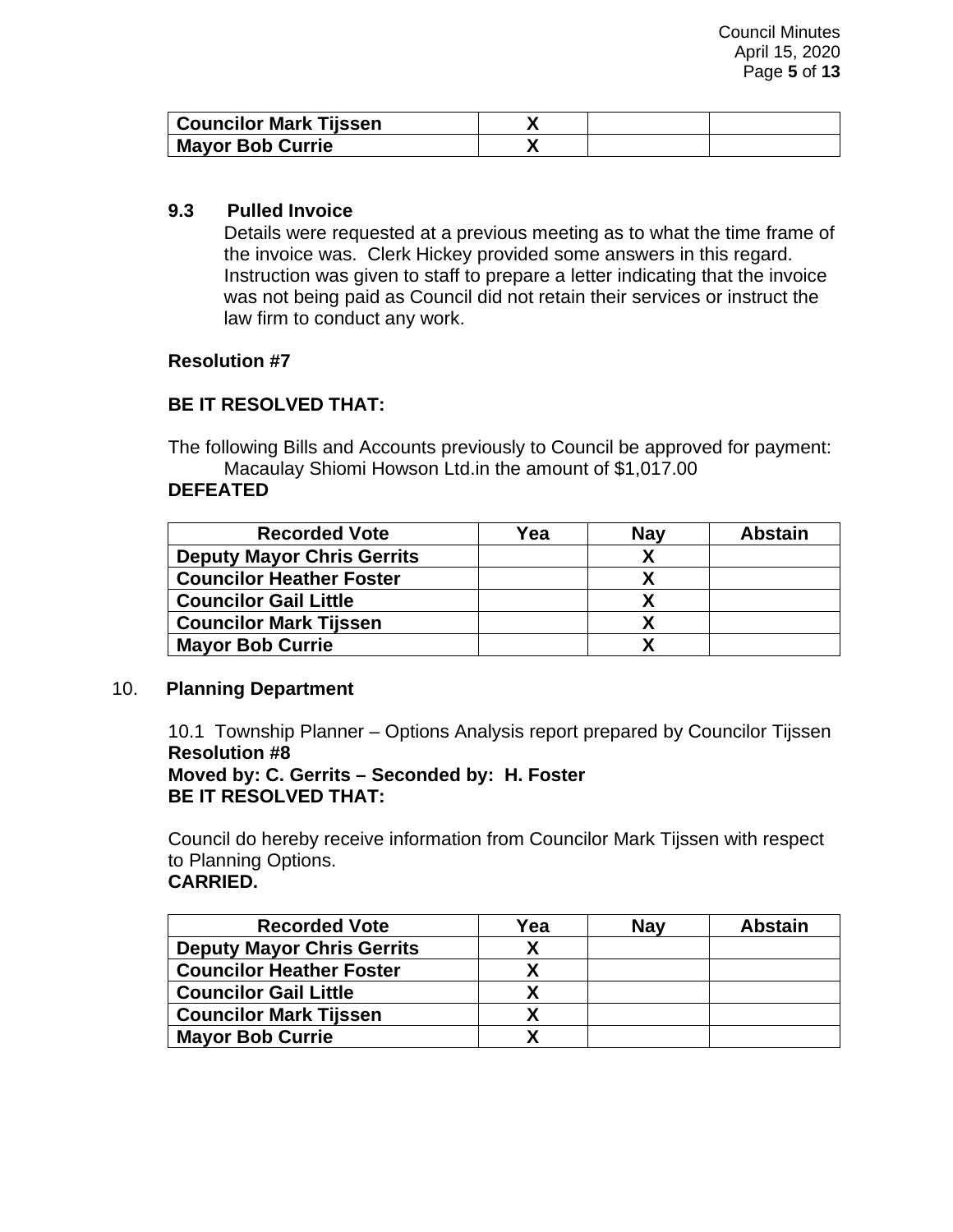| Councilor Mark Tijssen | X | | |
|---|---|---|---|
| Mayor Bob Currie | X | | |

### 9.3 Pulled Invoice

Details were requested at a previous meeting as to what the time frame of the invoice was. Clerk Hickey provided some answers in this regard. Instruction was given to staff to prepare a letter indicating that the invoice was not being paid as Council did not retain their services or instruct the law firm to conduct any work.

**Resolution #7**

**BE IT RESOLVED THAT:**

The following Bills and Accounts previously to Council be approved for payment:
Macaulay Shiomi Howson Ltd.in the amount of $1,017.00

**DEFEATED**

| Recorded Vote | Yea | Nay | Abstain |
|---|---|---|---|
| Deputy Mayor Chris Gerrits | | X | |
| Councilor Heather Foster | | X | |
| Councilor Gail Little | | X | |
| Councilor Mark Tijssen | | X | |
| Mayor Bob Currie | | X | |

## 10. Planning Department

10.1 Township Planner – Options Analysis report prepared by Councilor Tijssen

**Resolution #8**

**Moved by: C. Gerrits – Seconded by: H. Foster**

**BE IT RESOLVED THAT:**

Council do hereby receive information from Councilor Mark Tijssen with respect to Planning Options.

**CARRIED.**

| Recorded Vote | Yea | Nay | Abstain |
|---|---|---|---|
| Deputy Mayor Chris Gerrits | X | | |
| Councilor Heather Foster | X | | |
| Councilor Gail Little | X | | |
| Councilor Mark Tijssen | X | | |
| Mayor Bob Currie | X | | |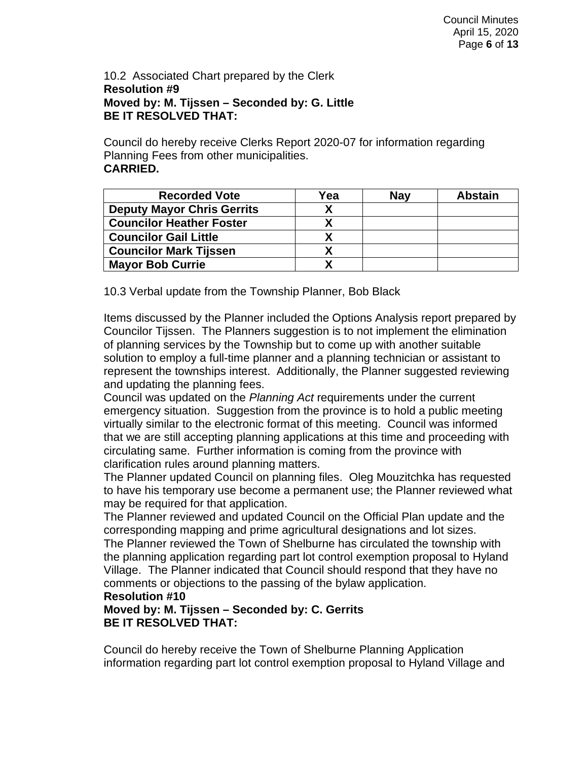10.2 Associated Chart prepared by the Clerk
**Resolution #9**
**Moved by: M. Tijssen – Seconded by: G. Little**
**BE IT RESOLVED THAT:**

Council do hereby receive Clerks Report 2020-07 for information regarding Planning Fees from other municipalities.
**CARRIED.**

| Recorded Vote | Yea | Nay | Abstain |
|---|---|---|---|
| Deputy Mayor Chris Gerrits | X | | |
| Councilor Heather Foster | X | | |
| Councilor Gail Little | X | | |
| Councilor Mark Tijssen | X | | |
| Mayor Bob Currie | X | | |

10.3 Verbal update from the Township Planner, Bob Black

Items discussed by the Planner included the Options Analysis report prepared by Councilor Tijssen. The Planners suggestion is to not implement the elimination of planning services by the Township but to come up with another suitable solution to employ a full-time planner and a planning technician or assistant to represent the townships interest. Additionally, the Planner suggested reviewing and updating the planning fees.
Council was updated on the *Planning Act* requirements under the current emergency situation. Suggestion from the province is to hold a public meeting virtually similar to the electronic format of this meeting. Council was informed that we are still accepting planning applications at this time and proceeding with circulating same. Further information is coming from the province with clarification rules around planning matters.
The Planner updated Council on planning files. Oleg Mouzitchka has requested to have his temporary use become a permanent use; the Planner reviewed what may be required for that application.
The Planner reviewed and updated Council on the Official Plan update and the corresponding mapping and prime agricultural designations and lot sizes.
The Planner reviewed the Town of Shelburne has circulated the township with the planning application regarding part lot control exemption proposal to Hyland Village. The Planner indicated that Council should respond that they have no comments or objections to the passing of the bylaw application.
**Resolution #10**
**Moved by: M. Tijssen – Seconded by: C. Gerrits**
**BE IT RESOLVED THAT:**

Council do hereby receive the Town of Shelburne Planning Application information regarding part lot control exemption proposal to Hyland Village and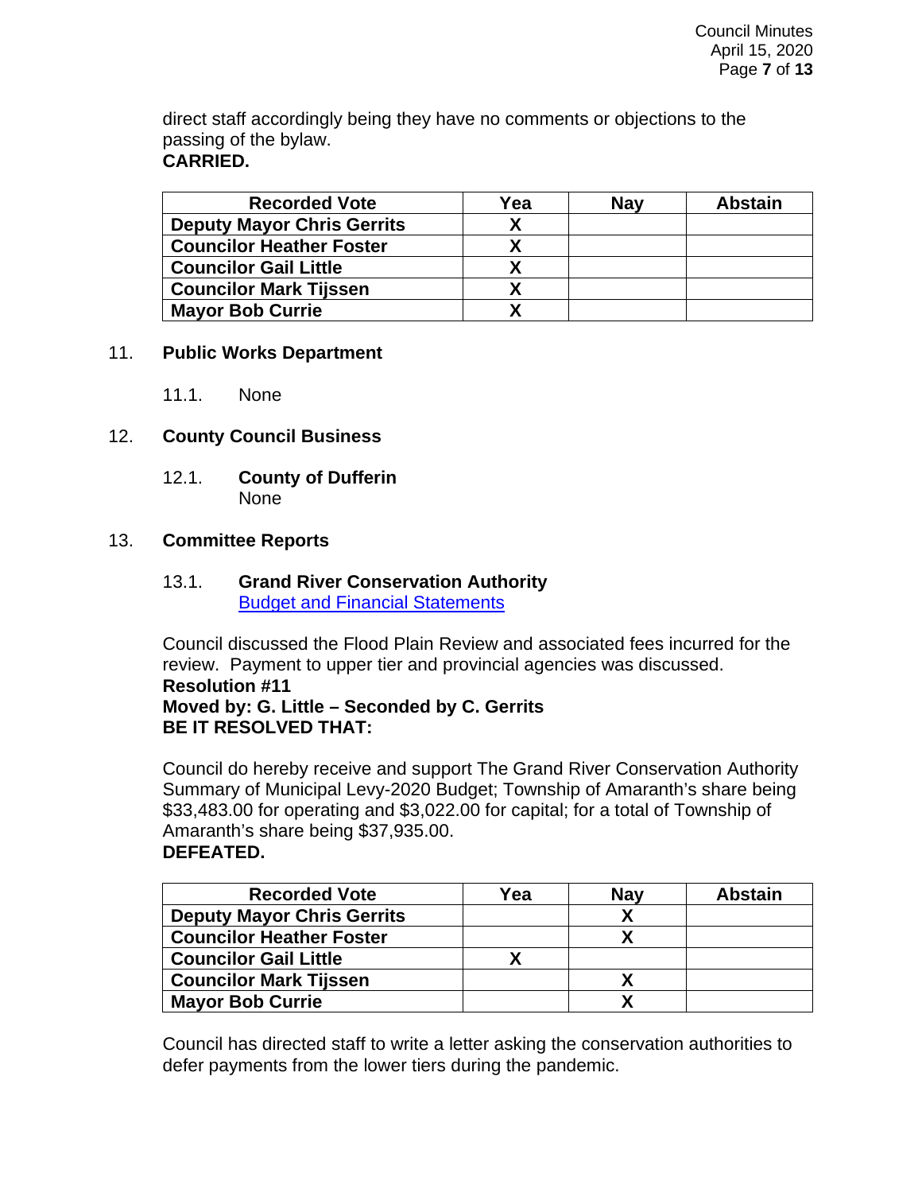direct staff accordingly being they have no comments or objections to the passing of the bylaw.
**CARRIED.**

| Recorded Vote | Yea | Nay | Abstain |
|---|---|---|---|
| Deputy Mayor Chris Gerrits | X | | |
| Councilor Heather Foster | X | | |
| Councilor Gail Little | X | | |
| Councilor Mark Tijssen | X | | |
| Mayor Bob Currie | X | | |

## 11. Public Works Department

11.1. None

## 12. County Council Business

### 12.1. County of Dufferin

None

## 13. Committee Reports

### 13.1. Grand River Conservation Authority

[Budget and Financial Statements]

Council discussed the Flood Plain Review and associated fees incurred for the review. Payment to upper tier and provincial agencies was discussed.

**Resolution #11**
**Moved by: G. Little – Seconded by C. Gerrits**
**BE IT RESOLVED THAT:**

Council do hereby receive and support The Grand River Conservation Authority Summary of Municipal Levy-2020 Budget; Township of Amaranth's share being $33,483.00 for operating and $3,022.00 for capital; for a total of Township of Amaranth's share being $37,935.00.
**DEFEATED.**

| Recorded Vote | Yea | Nay | Abstain |
|---|---|---|---|
| Deputy Mayor Chris Gerrits | | X | |
| Councilor Heather Foster | | X | |
| Councilor Gail Little | X | | |
| Councilor Mark Tijssen | | X | |
| Mayor Bob Currie | | X | |

Council has directed staff to write a letter asking the conservation authorities to defer payments from the lower tiers during the pandemic.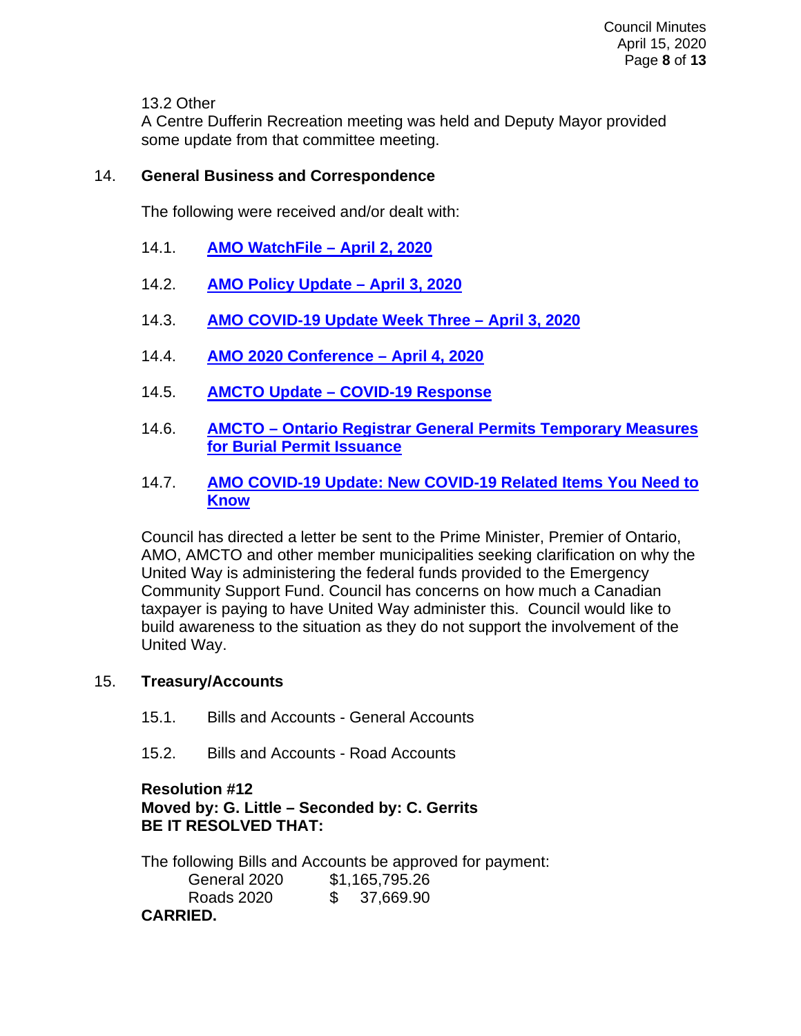13.2 Other
A Centre Dufferin Recreation meeting was held and Deputy Mayor provided some update from that committee meeting.

## 14. General Business and Correspondence

The following were received and/or dealt with:

14.1. **AMO WatchFile – April 2, 2020**

14.2. **AMO Policy Update – April 3, 2020**

14.3. **AMO COVID-19 Update Week Three – April 3, 2020**

14.4. **AMO 2020 Conference – April 4, 2020**

14.5. **AMCTO Update – COVID-19 Response**

14.6. **AMCTO – Ontario Registrar General Permits Temporary Measures for Burial Permit Issuance**

14.7. **AMO COVID-19 Update: New COVID-19 Related Items You Need to Know**

Council has directed a letter be sent to the Prime Minister, Premier of Ontario, AMO, AMCTO and other member municipalities seeking clarification on why the United Way is administering the federal funds provided to the Emergency Community Support Fund. Council has concerns on how much a Canadian taxpayer is paying to have United Way administer this. Council would like to build awareness to the situation as they do not support the involvement of the United Way.

## 15. Treasury/Accounts

15.1. Bills and Accounts - General Accounts

15.2. Bills and Accounts - Road Accounts

**Resolution #12**
**Moved by: G. Little – Seconded by: C. Gerrits**
**BE IT RESOLVED THAT:**

The following Bills and Accounts be approved for payment:

| | |
|---|---|
| General 2020 | $1,165,795.26 |
| Roads 2020 | $ 37,669.90 |

**CARRIED.**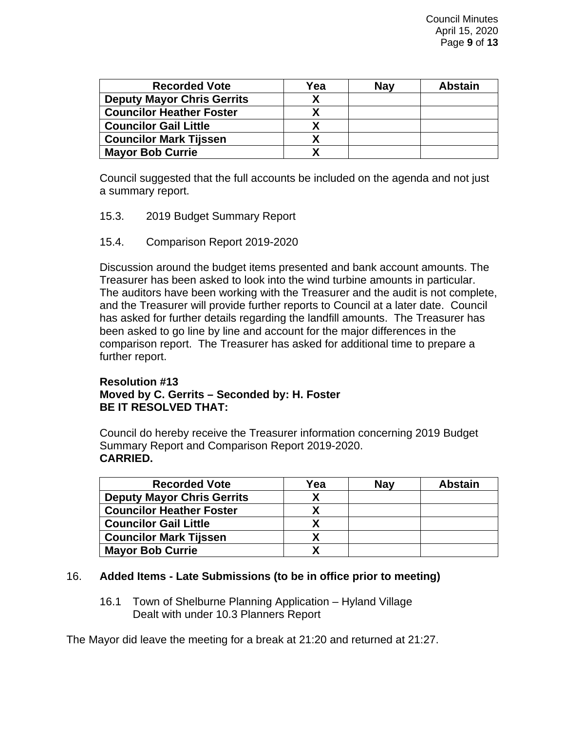| Recorded Vote | Yea | Nay | Abstain |
|---|---|---|---|
| **Deputy Mayor Chris Gerrits** | **X** | | |
| **Councilor Heather Foster** | **X** | | |
| **Councilor Gail Little** | **X** | | |
| **Councilor Mark Tijssen** | **X** | | |
| **Mayor Bob Currie** | **X** | | |

Council suggested that the full accounts be included on the agenda and not just a summary report.

15.3. 2019 Budget Summary Report

15.4. Comparison Report 2019-2020

Discussion around the budget items presented and bank account amounts. The Treasurer has been asked to look into the wind turbine amounts in particular. The auditors have been working with the Treasurer and the audit is not complete, and the Treasurer will provide further reports to Council at a later date. Council has asked for further details regarding the landfill amounts. The Treasurer has been asked to go line by line and account for the major differences in the comparison report. The Treasurer has asked for additional time to prepare a further report.

**Resolution #13**
**Moved by C. Gerrits – Seconded by: H. Foster**
**BE IT RESOLVED THAT:**

Council do hereby receive the Treasurer information concerning 2019 Budget Summary Report and Comparison Report 2019-2020.
**CARRIED.**

| Recorded Vote | Yea | Nay | Abstain |
|---|---|---|---|
| **Deputy Mayor Chris Gerrits** | **X** | | |
| **Councilor Heather Foster** | **X** | | |
| **Councilor Gail Little** | **X** | | |
| **Councilor Mark Tijssen** | **X** | | |
| **Mayor Bob Currie** | **X** | | |

16. **Added Items - Late Submissions (to be in office prior to meeting)**

16.1 Town of Shelburne Planning Application – Hyland Village
Dealt with under 10.3 Planners Report

The Mayor did leave the meeting for a break at 21:20 and returned at 21:27.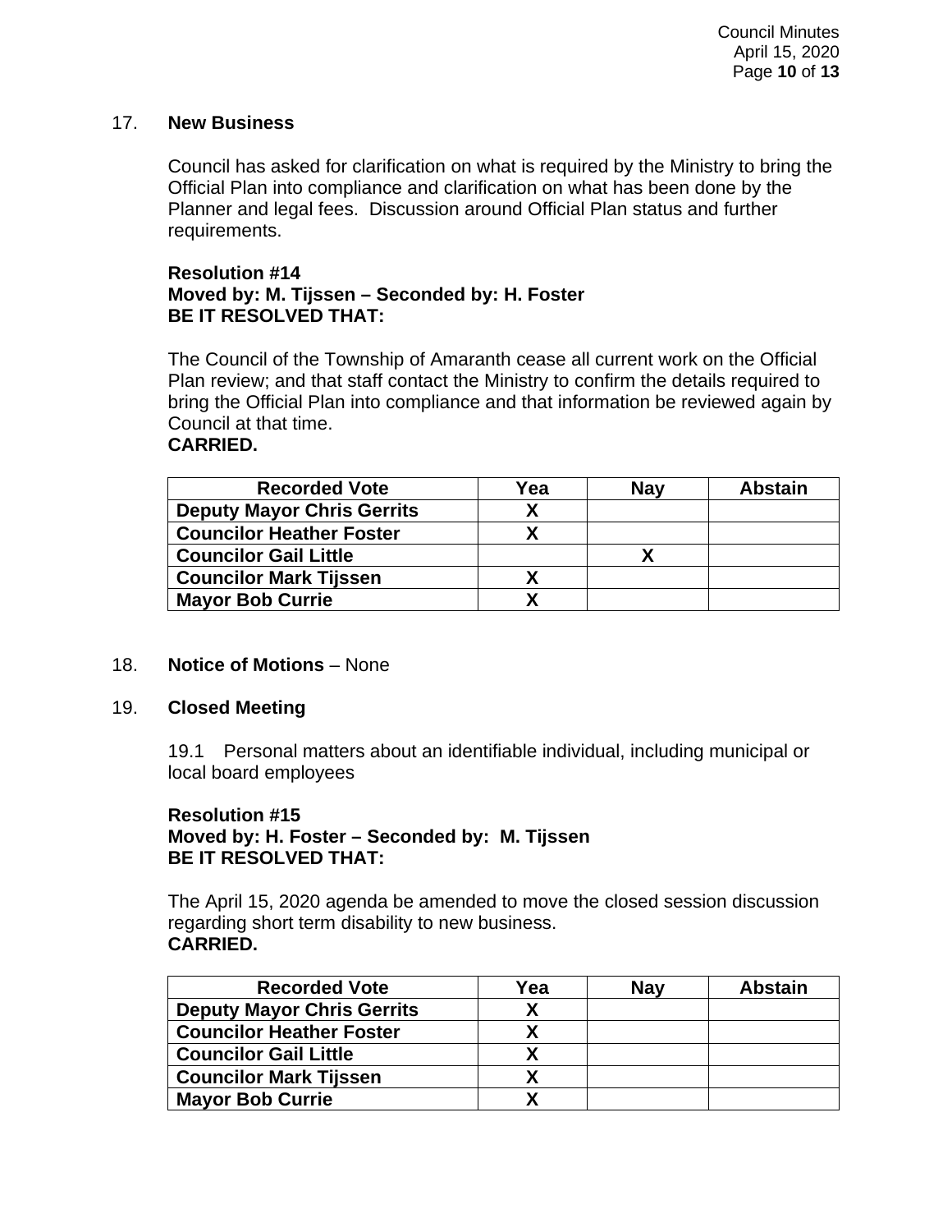## 17. New Business

Council has asked for clarification on what is required by the Ministry to bring the Official Plan into compliance and clarification on what has been done by the Planner and legal fees. Discussion around Official Plan status and further requirements.

**Resolution #14**
**Moved by: M. Tijssen – Seconded by: H. Foster**
**BE IT RESOLVED THAT:**

The Council of the Township of Amaranth cease all current work on the Official Plan review; and that staff contact the Ministry to confirm the details required to bring the Official Plan into compliance and that information be reviewed again by Council at that time.
**CARRIED.**

| Recorded Vote | Yea | Nay | Abstain |
|---|---|---|---|
| **Deputy Mayor Chris Gerrits** | X | | |
| **Councilor Heather Foster** | X | | |
| **Councilor Gail Little** | | X | |
| **Councilor Mark Tijssen** | X | | |
| **Mayor Bob Currie** | X | | |

## 18. Notice of Motions – None

## 19. Closed Meeting

19.1 Personal matters about an identifiable individual, including municipal or local board employees

**Resolution #15**
**Moved by: H. Foster – Seconded by: M. Tijssen**
**BE IT RESOLVED THAT:**

The April 15, 2020 agenda be amended to move the closed session discussion regarding short term disability to new business.
**CARRIED.**

| Recorded Vote | Yea | Nay | Abstain |
|---|---|---|---|
| **Deputy Mayor Chris Gerrits** | X | | |
| **Councilor Heather Foster** | X | | |
| **Councilor Gail Little** | X | | |
| **Councilor Mark Tijssen** | X | | |
| **Mayor Bob Currie** | X | | |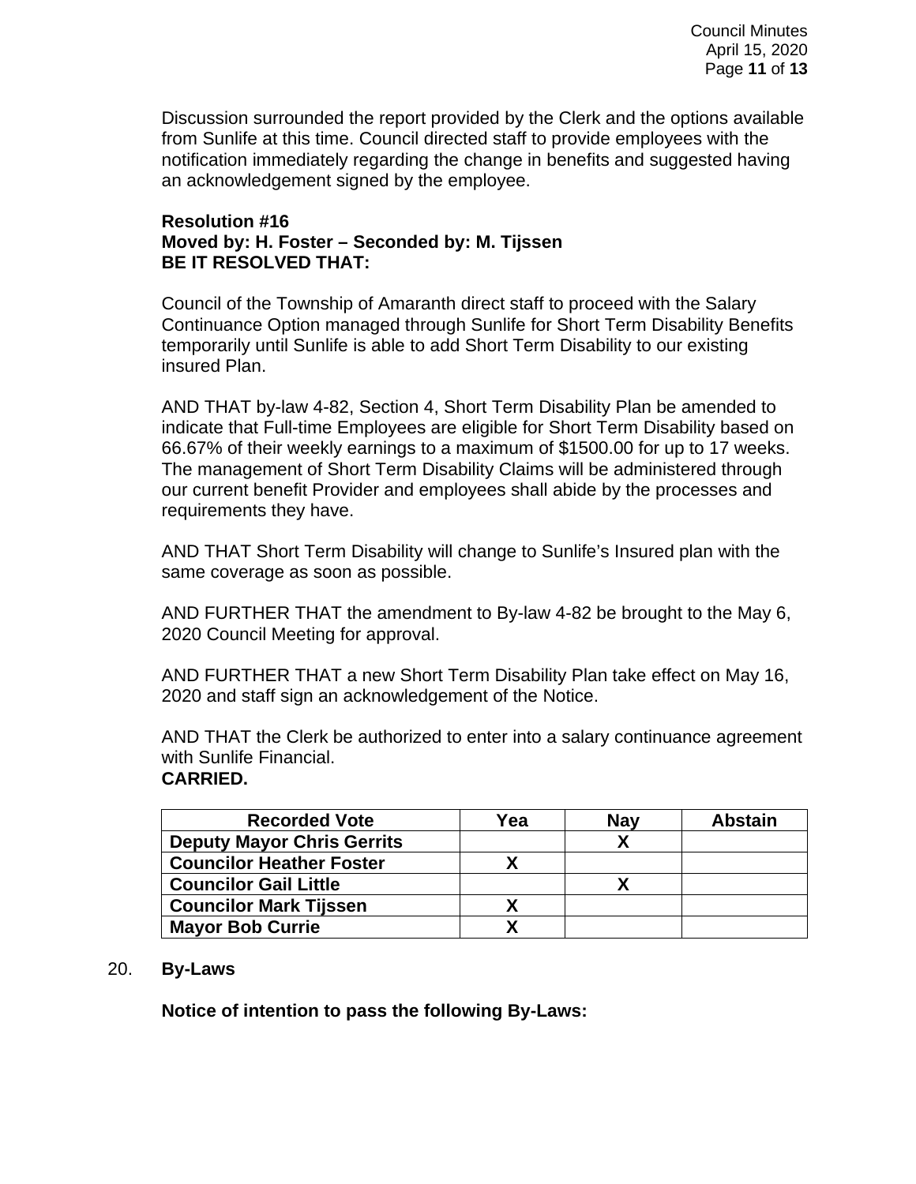Discussion surrounded the report provided by the Clerk and the options available from Sunlife at this time. Council directed staff to provide employees with the notification immediately regarding the change in benefits and suggested having an acknowledgement signed by the employee.

**Resolution #16**
**Moved by: H. Foster – Seconded by: M. Tijssen**
**BE IT RESOLVED THAT:**

Council of the Township of Amaranth direct staff to proceed with the Salary Continuance Option managed through Sunlife for Short Term Disability Benefits temporarily until Sunlife is able to add Short Term Disability to our existing insured Plan.

AND THAT by-law 4-82, Section 4, Short Term Disability Plan be amended to indicate that Full-time Employees are eligible for Short Term Disability based on 66.67% of their weekly earnings to a maximum of $1500.00 for up to 17 weeks. The management of Short Term Disability Claims will be administered through our current benefit Provider and employees shall abide by the processes and requirements they have.

AND THAT Short Term Disability will change to Sunlife's Insured plan with the same coverage as soon as possible.

AND FURTHER THAT the amendment to By-law 4-82 be brought to the May 6, 2020 Council Meeting for approval.

AND FURTHER THAT a new Short Term Disability Plan take effect on May 16, 2020 and staff sign an acknowledgement of the Notice.

AND THAT the Clerk be authorized to enter into a salary continuance agreement with Sunlife Financial.
**CARRIED.**

| Recorded Vote | Yea | Nay | Abstain |
|---|---|---|---|
| Deputy Mayor Chris Gerrits | | X | |
| Councilor Heather Foster | X | | |
| Councilor Gail Little | | X | |
| Councilor Mark Tijssen | X | | |
| Mayor Bob Currie | X | | |

20. **By-Laws**

**Notice of intention to pass the following By-Laws:**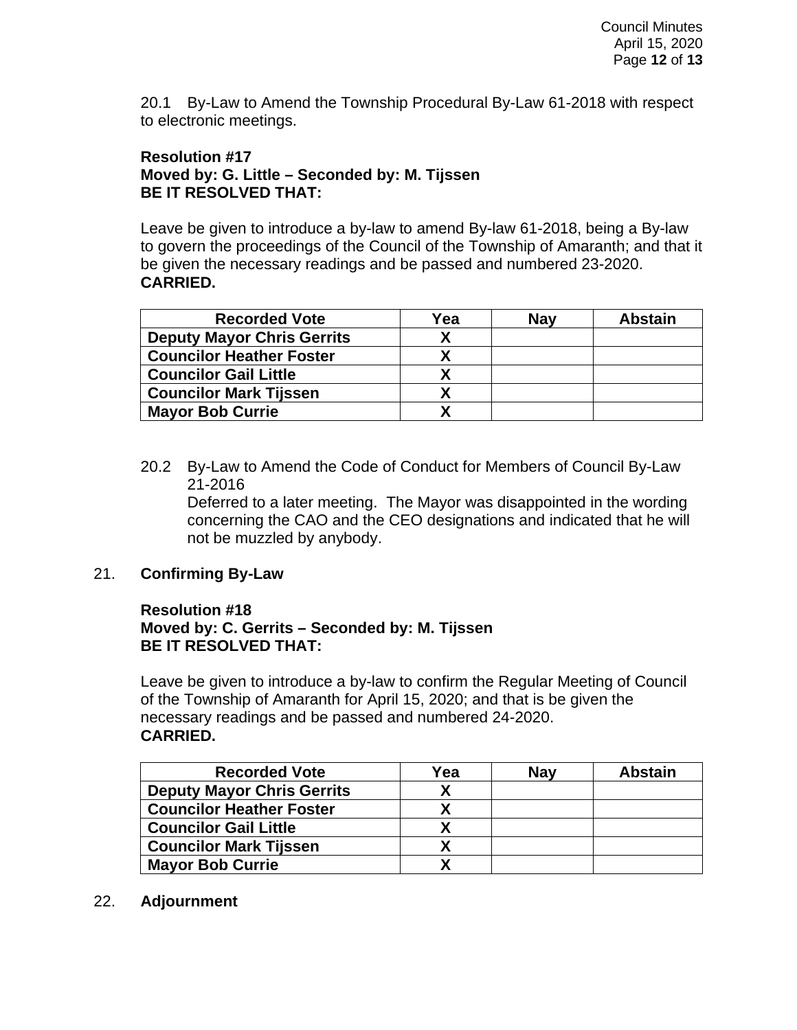20.1 By-Law to Amend the Township Procedural By-Law 61-2018 with respect to electronic meetings.

**Resolution #17**
**Moved by: G. Little – Seconded by: M. Tijssen**
**BE IT RESOLVED THAT:**

Leave be given to introduce a by-law to amend By-law 61-2018, being a By-law to govern the proceedings of the Council of the Township of Amaranth; and that it be given the necessary readings and be passed and numbered 23-2020.
**CARRIED.**

| Recorded Vote | Yea | Nay | Abstain |
|---|---|---|---|
| **Deputy Mayor Chris Gerrits** | X | | |
| **Councilor Heather Foster** | X | | |
| **Councilor Gail Little** | X | | |
| **Councilor Mark Tijssen** | X | | |
| **Mayor Bob Currie** | X | | |

20.2 By-Law to Amend the Code of Conduct for Members of Council By-Law 21-2016
Deferred to a later meeting. The Mayor was disappointed in the wording concerning the CAO and the CEO designations and indicated that he will not be muzzled by anybody.

21. **Confirming By-Law**

**Resolution #18**
**Moved by: C. Gerrits – Seconded by: M. Tijssen**
**BE IT RESOLVED THAT:**

Leave be given to introduce a by-law to confirm the Regular Meeting of Council of the Township of Amaranth for April 15, 2020; and that is be given the necessary readings and be passed and numbered 24-2020.
**CARRIED.**

| Recorded Vote | Yea | Nay | Abstain |
|---|---|---|---|
| **Deputy Mayor Chris Gerrits** | X | | |
| **Councilor Heather Foster** | X | | |
| **Councilor Gail Little** | X | | |
| **Councilor Mark Tijssen** | X | | |
| **Mayor Bob Currie** | X | | |

22. **Adjournment**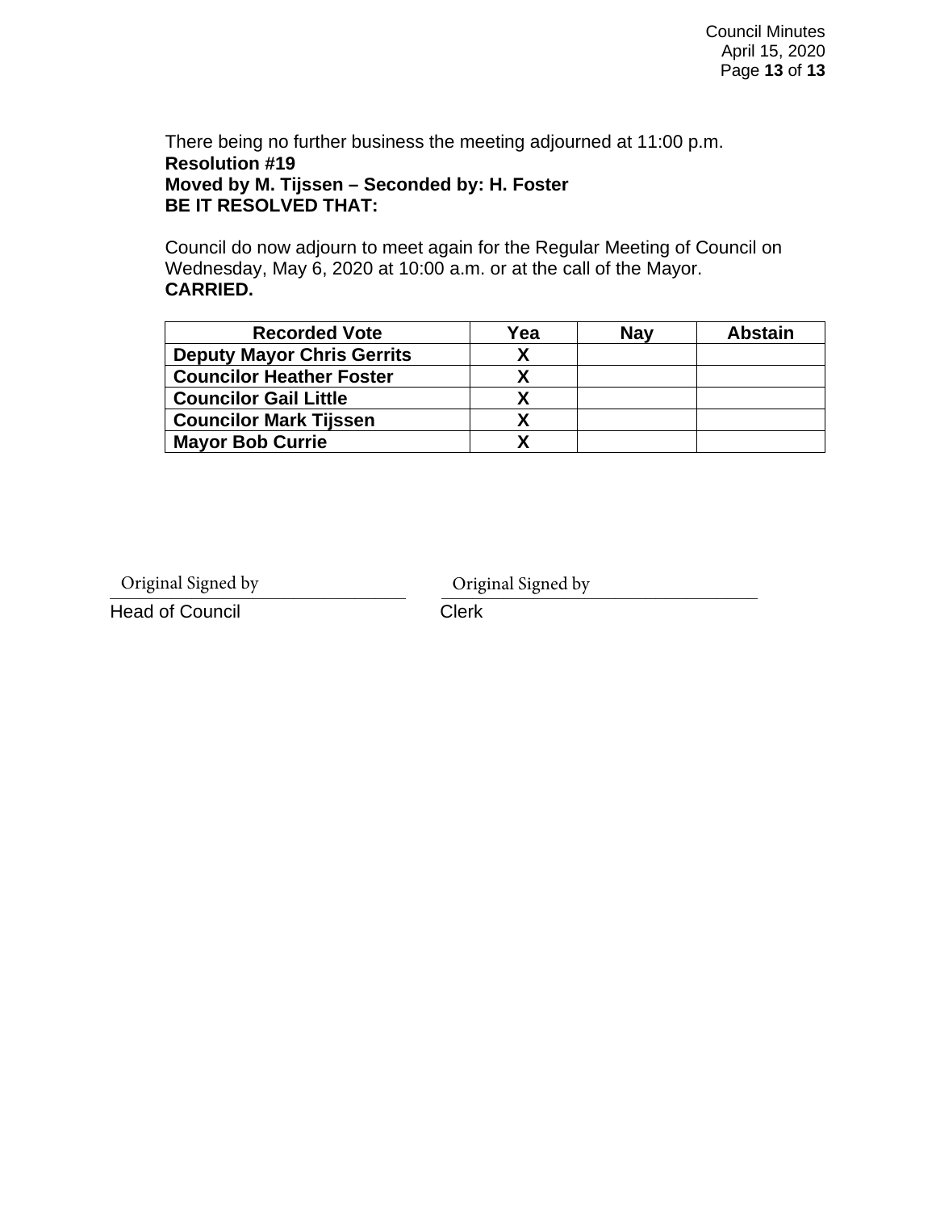There being no further business the meeting adjourned at 11:00 p.m.
**Resolution #19**
**Moved by M. Tijssen – Seconded by: H. Foster**
**BE IT RESOLVED THAT:**

Council do now adjourn to meet again for the Regular Meeting of Council on Wednesday, May 6, 2020 at 10:00 a.m. or at the call of the Mayor.
**CARRIED.**

| Recorded Vote | Yea | Nay | Abstain |
|---|---|---|---|
| **Deputy Mayor Chris Gerrits** | X | | |
| **Councilor Heather Foster** | X | | |
| **Councilor Gail Little** | X | | |
| **Councilor Mark Tijssen** | X | | |
| **Mayor Bob Currie** | X | | |

Original Signed by
Head of Council

Original Signed by
Clerk